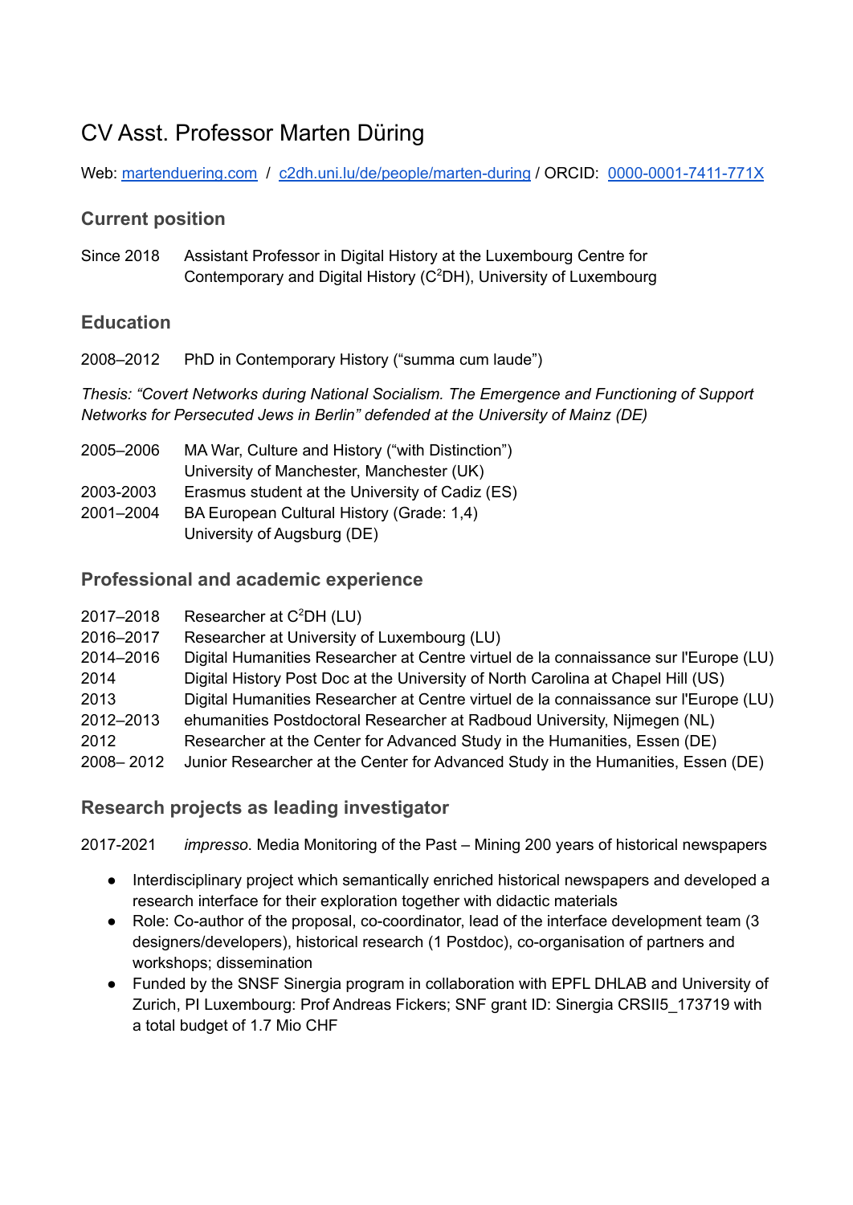# CV Asst. Professor Marten Düring

Web: [martenduering.com](martenduering.com) / [c2dh.uni.lu/de/people/marten-during](c2dh.uni.lu/de/people/marten-during) / ORCID: [0000-0001-7411-771X](0000-0001-7411-771X)

## Current position

Since 2018 Assistant Professor in Digital History at the Luxembourg Centre for Contemporary and Digital History ($C^2DH$), University of Luxembourg

## Education

2008–2012 PhD in Contemporary History (“summa cum laude”)

*Thesis: “Covert Networks during National Socialism. The Emergence and Functioning of Support Networks for Persecuted Jews in Berlin” defended at the University of Mainz (DE)*

2005–2006 MA War, Culture and History (“with Distinction”)
University of Manchester, Manchester (UK)
2003-2003 Erasmus student at the University of Cadiz (ES)
2001–2004 BA European Cultural History (Grade: 1,4)
University of Augsburg (DE)

## Professional and academic experience

2017–2018 Researcher at $C^2DH$ (LU)
2016–2017 Researcher at University of Luxembourg (LU)
2014–2016 Digital Humanities Researcher at Centre virtuel de la connaissance sur l'Europe (LU)
2014 Digital History Post Doc at the University of North Carolina at Chapel Hill (US)
2013 Digital Humanities Researcher at Centre virtuel de la connaissance sur l'Europe (LU)
2012–2013 ehumanities Postdoctoral Researcher at Radboud University, Nijmegen (NL)
2012 Researcher at the Center for Advanced Study in the Humanities, Essen (DE)
2008– 2012 Junior Researcher at the Center for Advanced Study in the Humanities, Essen (DE)

## Research projects as leading investigator

2017-2021 *impresso*. Media Monitoring of the Past – Mining 200 years of historical newspapers

- Interdisciplinary project which semantically enriched historical newspapers and developed a research interface for their exploration together with didactic materials
- Role: Co-author of the proposal, co-coordinator, lead of the interface development team (3 designers/developers), historical research (1 Postdoc), co-organisation of partners and workshops; dissemination
- Funded by the SNSF Sinergia program in collaboration with EPFL DHLAB and University of Zurich, PI Luxembourg: Prof Andreas Fickers; SNF grant ID: Sinergia CRSII5_173719 with a total budget of 1.7 Mio CHF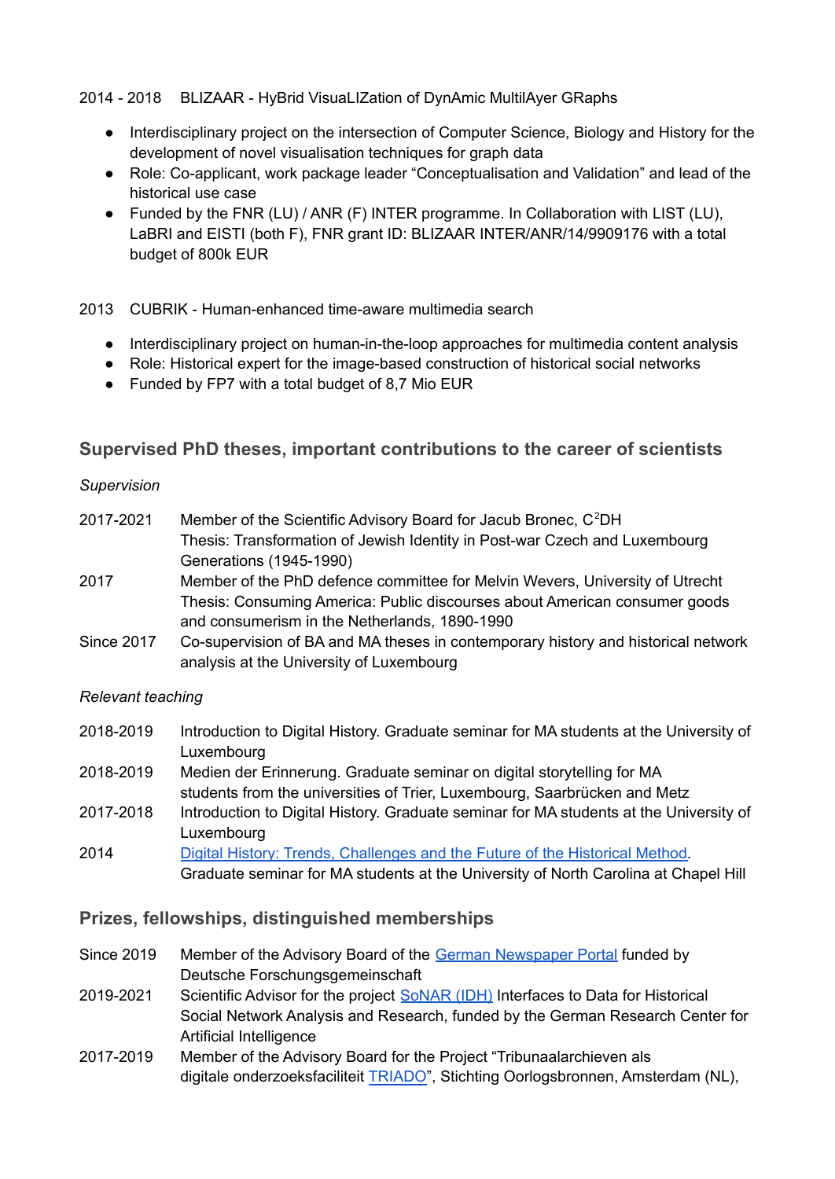2014 - 2018 BLIZAAR - HyBrid VisuaLIZation of DynAmic MultiLayer GRaphs

- Interdisciplinary project on the intersection of Computer Science, Biology and History for the development of novel visualisation techniques for graph data
- Role: Co-applicant, work package leader "Conceptualisation and Validation" and lead of the historical use case
- Funded by the FNR (LU) / ANR (F) INTER programme. In Collaboration with LIST (LU), LaBRI and EISTI (both F), FNR grant ID: BLIZAAR INTER/ANR/14/9909176 with a total budget of 800k EUR

2013 CUBRIK - Human-enhanced time-aware multimedia search

- Interdisciplinary project on human-in-the-loop approaches for multimedia content analysis
- Role: Historical expert for the image-based construction of historical social networks
- Funded by FP7 with a total budget of 8,7 Mio EUR

## Supervised PhD theses, important contributions to the career of scientists

*Supervision*

2017-2021 Member of the Scientific Advisory Board for Jacub Bronec, C$^2$DH
Thesis: Transformation of Jewish Identity in Post-war Czech and Luxembourg Generations (1945-1990)

2017 Member of the PhD defence committee for Melvin Wevers, University of Utrecht
Thesis: Consuming America: Public discourses about American consumer goods and consumerism in the Netherlands, 1890-1990

Since 2017 Co-supervision of BA and MA theses in contemporary history and historical network analysis at the University of Luxembourg

*Relevant teaching*

2018-2019 Introduction to Digital History. Graduate seminar for MA students at the University of Luxembourg

2018-2019 Medien der Erinnerung. Graduate seminar on digital storytelling for MA students from the universities of Trier, Luxembourg, Saarbrücken and Metz

2017-2018 Introduction to Digital History. Graduate seminar for MA students at the University of Luxembourg

2014 Digital History: Trends, Challenges and the Future of the Historical Method. Graduate seminar for MA students at the University of North Carolina at Chapel Hill

## Prizes, fellowships, distinguished memberships

Since 2019 Member of the Advisory Board of the German Newspaper Portal funded by Deutsche Forschungsgemeinschaft

2019-2021 Scientific Advisor for the project SoNAR (IDH) Interfaces to Data for Historical Social Network Analysis and Research, funded by the German Research Center for Artificial Intelligence

2017-2019 Member of the Advisory Board for the Project "Tribunaalarchieven als digitale onderzoeksfaciliteit TRIADO", Stichting Oorlogsbronnen, Amsterdam (NL),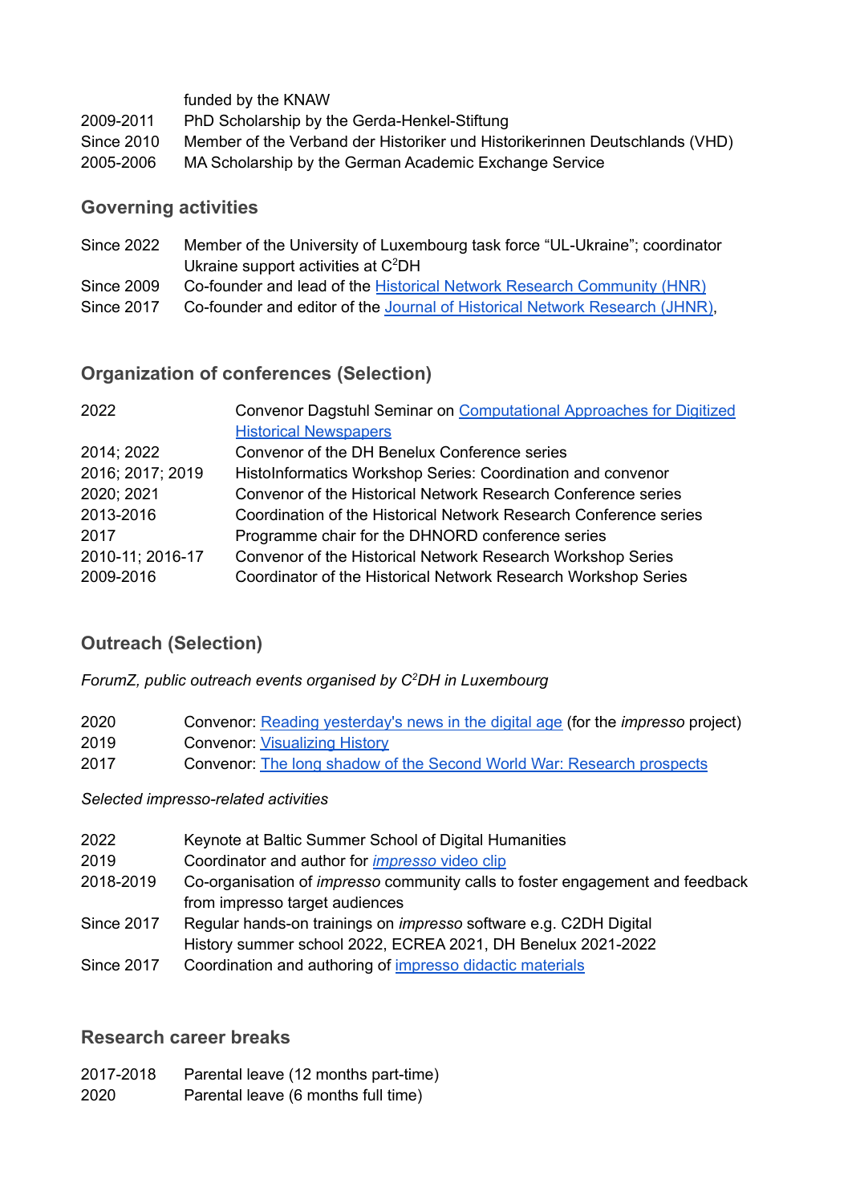| | |
|---|---|
| | funded by the KNAW |
| 2009-2011 | PhD Scholarship by the Gerda-Henkel-Stiftung |
| Since 2010 | Member of the Verband der Historiker und Historikerinnen Deutschlands (VHD) |
| 2005-2006 | MA Scholarship by the German Academic Exchange Service |

## Governing activities

| | |
|---|---|
| Since 2022 | Member of the University of Luxembourg task force “UL-Ukraine”; coordinator Ukraine support activities at $C^2DH$ |
| Since 2009 | Co-founder and lead of the Historical Network Research Community (HNR) |
| Since 2017 | Co-founder and editor of the Journal of Historical Network Research (JHNR), |

## Organization of conferences (Selection)

| | |
|---|---|
| 2022 | Convenor Dagstuhl Seminar on Computational Approaches for Digitized Historical Newspapers |
| 2014; 2022 | Convenor of the DH Benelux Conference series |
| 2016; 2017; 2019 | HistoInformatics Workshop Series: Coordination and convenor |
| 2020; 2021 | Convenor of the Historical Network Research Conference series |
| 2013-2016 | Coordination of the Historical Network Research Conference series |
| 2017 | Programme chair for the DHNORD conference series |
| 2010-11; 2016-17 | Convenor of the Historical Network Research Workshop Series |
| 2009-2016 | Coordinator of the Historical Network Research Workshop Series |

## Outreach (Selection)

*ForumZ, public outreach events organised by $C^2DH$ in Luxembourg*

| | |
|---|---|
| 2020 | Convenor: Reading yesterday's news in the digital age (for the *impresso* project) |
| 2019 | Convenor: Visualizing History |
| 2017 | Convenor: The long shadow of the Second World War: Research prospects |

*Selected impresso-related activities*

| | |
|---|---|
| 2022 | Keynote at Baltic Summer School of Digital Humanities |
| 2019 | Coordinator and author for *impresso* video clip |
| 2018-2019 | Co-organisation of *impresso* community calls to foster engagement and feedback from impresso target audiences |
| Since 2017 | Regular hands-on trainings on *impresso* software e.g. C2DH Digital History summer school 2022, ECREA 2021, DH Benelux 2021-2022 |
| Since 2017 | Coordination and authoring of impresso didactic materials |

## Research career breaks

| | |
|---|---|
| 2017-2018 | Parental leave (12 months part-time) |
| 2020 | Parental leave (6 months full time) |